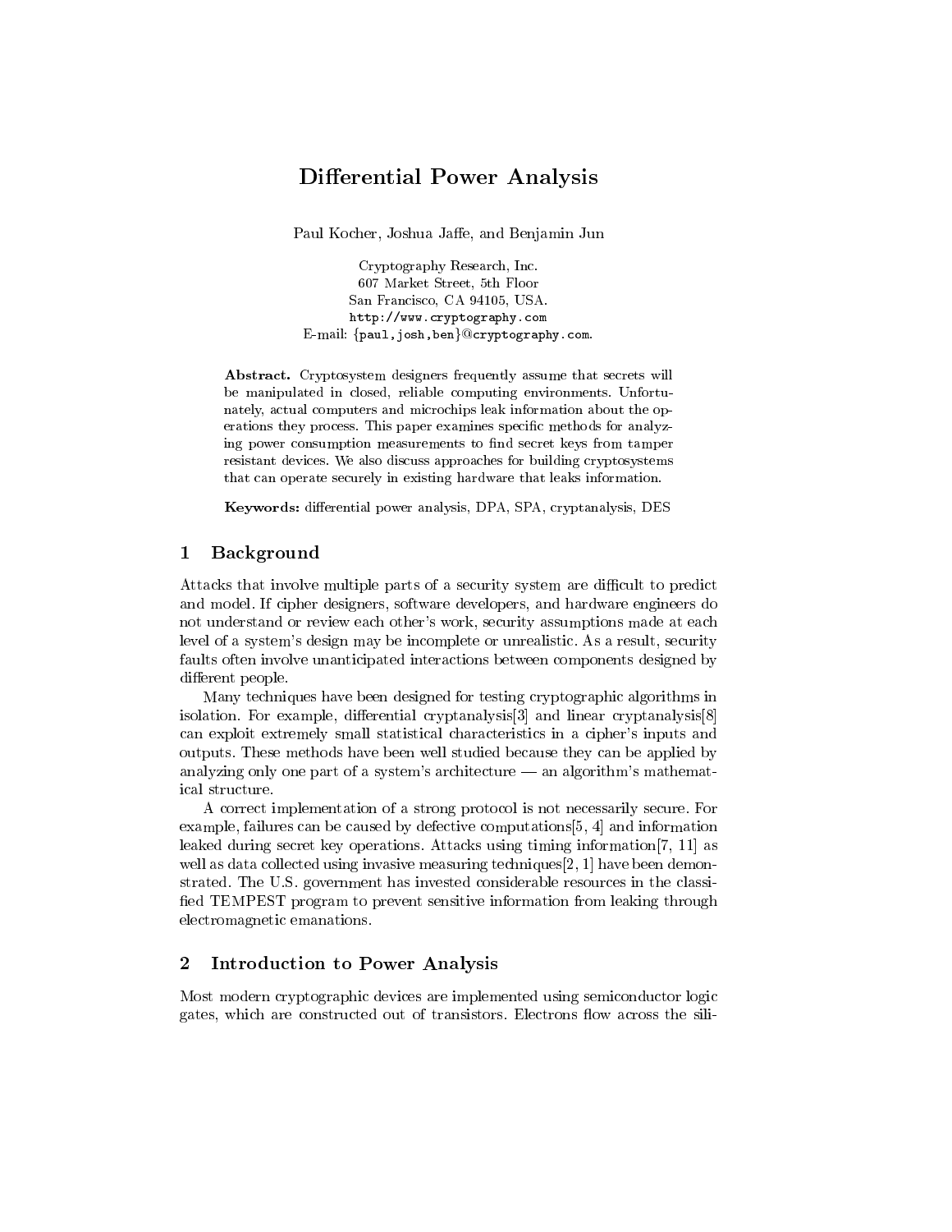# Differential Power Analysis

Paul Kocher, Joshua Jaffe, and Benjamin Jun

Cryptography Research, Inc.
607 Market Street, 5th Floor
San Francisco, CA 94105, USA.
http://www.cryptography.com
E-mail: {paul,josh,ben}@cryptography.com.

**Abstract.** Cryptosystem designers frequently assume that secrets will be manipulated in closed, reliable computing environments. Unfortunately, actual computers and microchips leak information about the operations they process. This paper examines specific methods for analyzing power consumption measurements to find secret keys from tamper resistant devices. We also discuss approaches for building cryptosystems that can operate securely in existing hardware that leaks information.

**Keywords:** differential power analysis, DPA, SPA, cryptanalysis, DES

## 1 Background

Attacks that involve multiple parts of a security system are difficult to predict and model. If cipher designers, software developers, and hardware engineers do not understand or review each other's work, security assumptions made at each level of a system's design may be incomplete or unrealistic. As a result, security faults often involve unanticipated interactions between components designed by different people.

Many techniques have been designed for testing cryptographic algorithms in isolation. For example, differential cryptanalysis[3] and linear cryptanalysis[8] can exploit extremely small statistical characteristics in a cipher's inputs and outputs. These methods have been well studied because they can be applied by analyzing only one part of a system's architecture — an algorithm's mathematical structure.

A correct implementation of a strong protocol is not necessarily secure. For example, failures can be caused by defective computations[5, 4] and information leaked during secret key operations. Attacks using timing information[7, 11] as well as data collected using invasive measuring techniques[2, 1] have been demonstrated. The U.S. government has invested considerable resources in the classified TEMPEST program to prevent sensitive information from leaking through electromagnetic emanations.

## 2 Introduction to Power Analysis

Most modern cryptographic devices are implemented using semiconductor logic gates, which are constructed out of transistors. Electrons flow across the sili-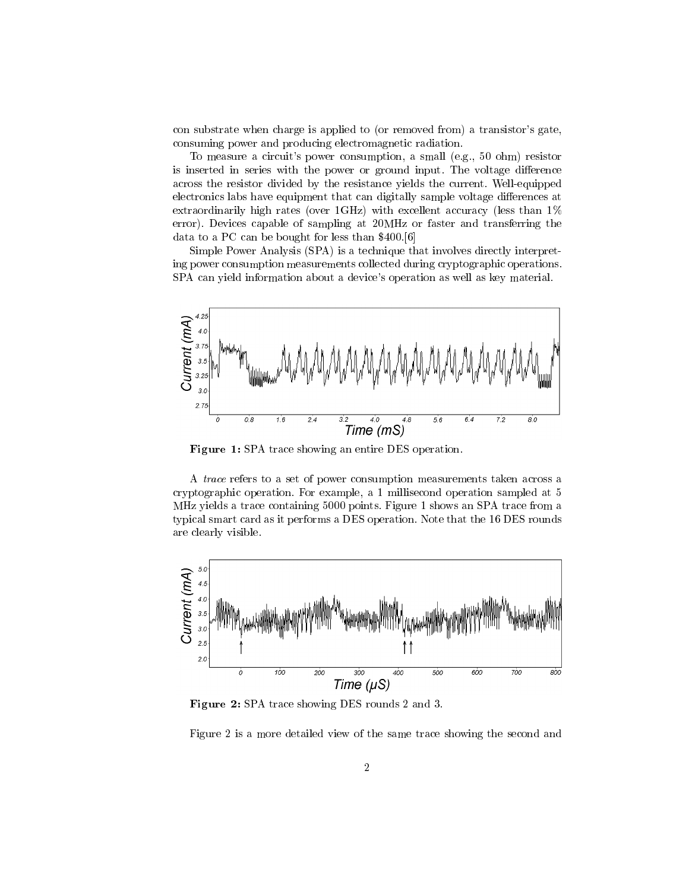con substrate when charge is applied to (or removed from) a transistor's gate, consuming power and producing electromagnetic radiation.

To measure a circuit's power consumption, a small (e.g., 50 ohm) resistor is inserted in series with the power or ground input. The voltage difference across the resistor divided by the resistance yields the current. Well-equipped electronics labs have equipment that can digitally sample voltage differences at extraordinarily high rates (over 1GHz) with excellent accuracy (less than 1% error). Devices capable of sampling at 20MHz or faster and transferring the data to a PC can be bought for less than $400.[6]

Simple Power Analysis (SPA) is a technique that involves directly interpreting power consumption measurements collected during cryptographic operations. SPA can yield information about a device's operation as well as key material.

**Figure 1:** SPA trace showing an entire DES operation.

A *trace* refers to a set of power consumption measurements taken across a cryptographic operation. For example, a 1 millisecond operation sampled at 5 MHz yields a trace containing 5000 points. Figure 1 shows an SPA trace from a typical smart card as it performs a DES operation. Note that the 16 DES rounds are clearly visible.

**Figure 2:** SPA trace showing DES rounds 2 and 3.

Figure 2 is a more detailed view of the same trace showing the second and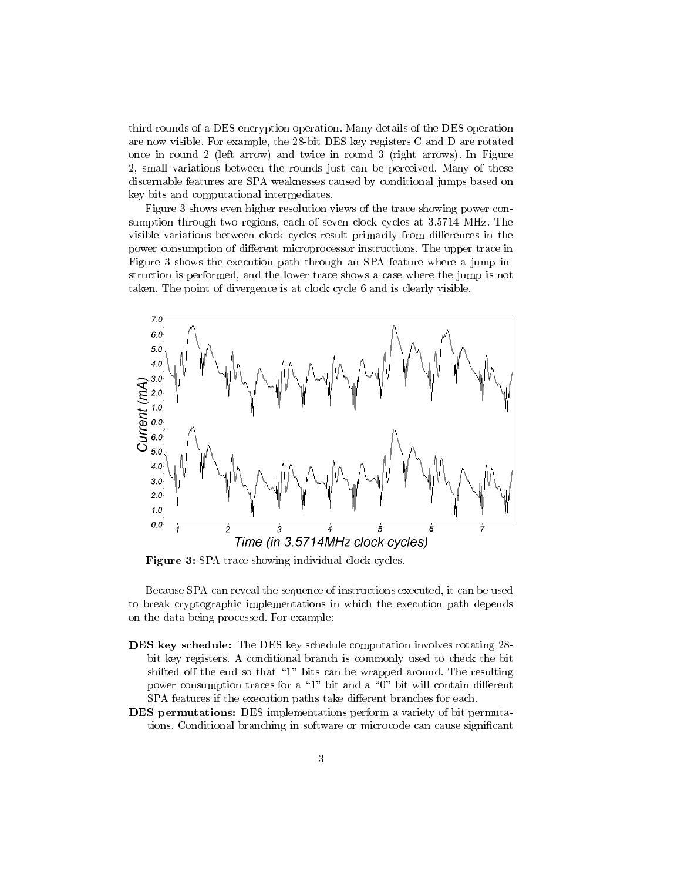third rounds of a DES encryption operation. Many details of the DES operation are now visible. For example, the 28-bit DES key registers C and D are rotated once in round 2 (left arrow) and twice in round 3 (right arrows). In Figure 2, small variations between the rounds just can be perceived. Many of these discernable features are SPA weaknesses caused by conditional jumps based on key bits and computational intermediates.

Figure 3 shows even higher resolution views of the trace showing power consumption through two regions, each of seven clock cycles at 3.5714 MHz. The visible variations between clock cycles result primarily from differences in the power consumption of different microprocessor instructions. The upper trace in Figure 3 shows the execution path through an SPA feature where a jump instruction is performed, and the lower trace shows a case where the jump is not taken. The point of divergence is at clock cycle 6 and is clearly visible.

**Figure 3:** SPA trace showing individual clock cycles.

Because SPA can reveal the sequence of instructions executed, it can be used to break cryptographic implementations in which the execution path depends on the data being processed. For example:

**DES key schedule:** The DES key schedule computation involves rotating 28-bit key registers. A conditional branch is commonly used to check the bit shifted off the end so that "1" bits can be wrapped around. The resulting power consumption traces for a "1" bit and a "0" bit will contain different SPA features if the execution paths take different branches for each.

**DES permutations:** DES implementations perform a variety of bit permutations. Conditional branching in software or microcode can cause significant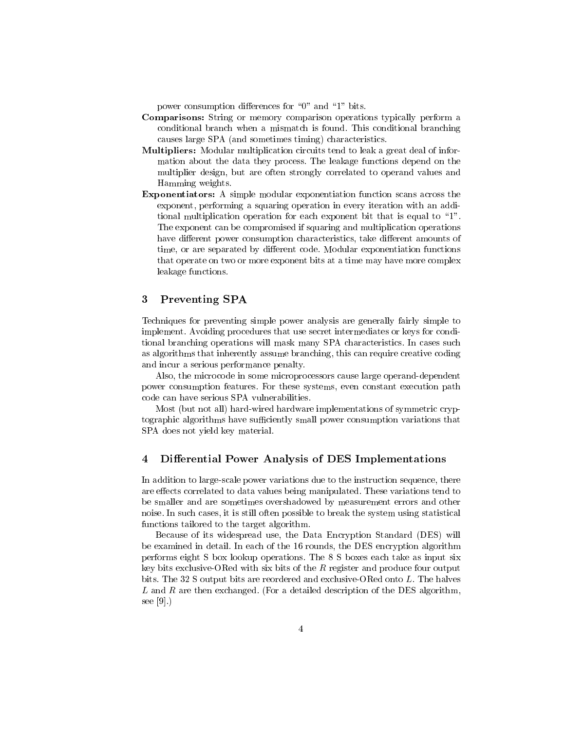power consumption differences for "0" and "1" bits.

**Comparisons:** String or memory comparison operations typically perform a conditional branch when a mismatch is found. This conditional branching causes large SPA (and sometimes timing) characteristics.

**Multipliers:** Modular multiplication circuits tend to leak a great deal of information about the data they process. The leakage functions depend on the multiplier design, but are often strongly correlated to operand values and Hamming weights.

**Exponentiators:** A simple modular exponentiation function scans across the exponent, performing a squaring operation in every iteration with an additional multiplication operation for each exponent bit that is equal to "1". The exponent can be compromised if squaring and multiplication operations have different power consumption characteristics, take different amounts of time, or are separated by different code. Modular exponentiation functions that operate on two or more exponent bits at a time may have more complex leakage functions.

## 3 Preventing SPA

Techniques for preventing simple power analysis are generally fairly simple to implement. Avoiding procedures that use secret intermediates or keys for conditional branching operations will mask many SPA characteristics. In cases such as algorithms that inherently assume branching, this can require creative coding and incur a serious performance penalty.

Also, the microcode in some microprocessors cause large operand-dependent power consumption features. For these systems, even constant execution path code can have serious SPA vulnerabilities.

Most (but not all) hard-wired hardware implementations of symmetric cryptographic algorithms have sufficiently small power consumption variations that SPA does not yield key material.

## 4 Differential Power Analysis of DES Implementations

In addition to large-scale power variations due to the instruction sequence, there are effects correlated to data values being manipulated. These variations tend to be smaller and are sometimes overshadowed by measurement errors and other noise. In such cases, it is still often possible to break the system using statistical functions tailored to the target algorithm.

Because of its widespread use, the Data Encryption Standard (DES) will be examined in detail. In each of the 16 rounds, the DES encryption algorithm performs eight S box lookup operations. The 8 S boxes each take as input six key bits exclusive-ORed with six bits of the $R$ register and produce four output bits. The 32 S output bits are reordered and exclusive-ORed onto $L$. The halves $L$ and $R$ are then exchanged. (For a detailed description of the DES algorithm, see [9].)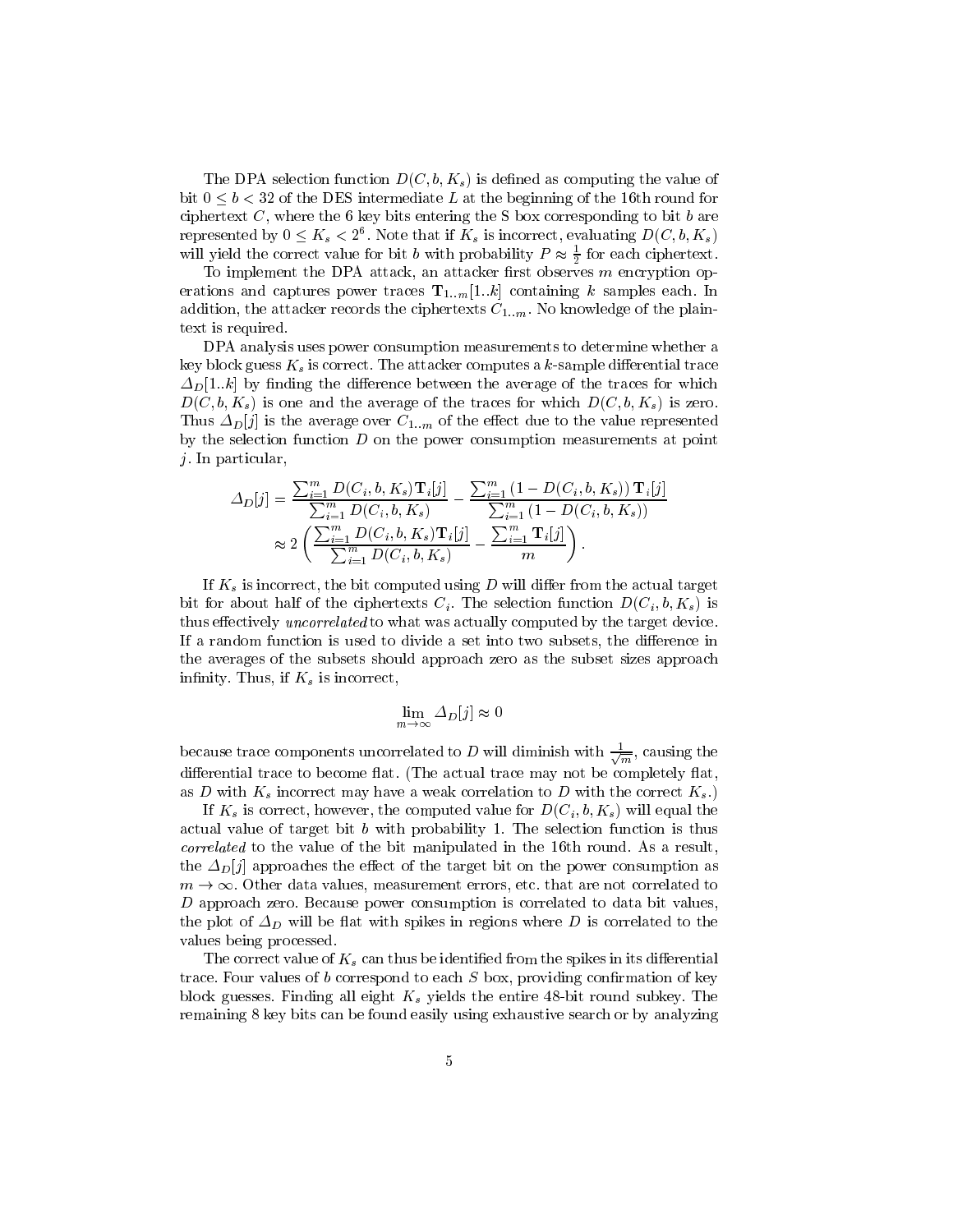The DPA selection function $D(C, b, K_s)$ is defined as computing the value of bit $0 \le b < 32$ of the DES intermediate $L$ at the beginning of the 16th round for ciphertext $C$, where the 6 key bits entering the S box corresponding to bit $b$ are represented by $0 \le K_s < 2^6$. Note that if $K_s$ is incorrect, evaluating $D(C, b, K_s)$ will yield the correct value for bit $b$ with probability $P \approx \frac{1}{2}$ for each ciphertext.

To implement the DPA attack, an attacker first observes $m$ encryption operations and captures power traces $\mathbf{T}_{1..m}[1..k]$ containing $k$ samples each. In addition, the attacker records the ciphertexts $C_{1..m}$. No knowledge of the plaintext is required.

DPA analysis uses power consumption measurements to determine whether a key block guess $K_s$ is correct. The attacker computes a $k$-sample differential trace $\Delta_D[1..k]$ by finding the difference between the average of the traces for which $D(C, b, K_s)$ is one and the average of the traces for which $D(C, b, K_s)$ is zero. Thus $\Delta_D[j]$ is the average over $C_{1..m}$ of the effect due to the value represented by the selection function $D$ on the power consumption measurements at point $j$. In particular,

$$
\begin{aligned}
\Delta_D[j] &= \frac{\sum_{i=1}^{m} D(C_i, b, K_s)\mathbf{T}_i[j]}{\sum_{i=1}^{m} D(C_i, b, K_s)} - \frac{\sum_{i=1}^{m} (1 - D(C_i, b, K_s))\,\mathbf{T}_i[j]}{\sum_{i=1}^{m} (1 - D(C_i, b, K_s))} \\
&\approx 2\left(\frac{\sum_{i=1}^{m} D(C_i, b, K_s)\mathbf{T}_i[j]}{\sum_{i=1}^{m} D(C_i, b, K_s)} - \frac{\sum_{i=1}^{m} \mathbf{T}_i[j]}{m}\right).
\end{aligned}
$$

If $K_s$ is incorrect, the bit computed using $D$ will differ from the actual target bit for about half of the ciphertexts $C_i$. The selection function $D(C_i, b, K_s)$ is thus effectively *uncorrelated* to what was actually computed by the target device. If a random function is used to divide a set into two subsets, the difference in the averages of the subsets should approach zero as the subset sizes approach infinity. Thus, if $K_s$ is incorrect,

$$
\lim_{m \to \infty} \Delta_D[j] \approx 0
$$

because trace components uncorrelated to $D$ will diminish with $\frac{1}{\sqrt{m}}$, causing the differential trace to become flat. (The actual trace may not be completely flat, as $D$ with $K_s$ incorrect may have a weak correlation to $D$ with the correct $K_s$.)

If $K_s$ is correct, however, the computed value for $D(C_i, b, K_s)$ will equal the actual value of target bit $b$ with probability 1. The selection function is thus *correlated* to the value of the bit manipulated in the 16th round. As a result, the $\Delta_D[j]$ approaches the effect of the target bit on the power consumption as $m \to \infty$. Other data values, measurement errors, etc. that are not correlated to $D$ approach zero. Because power consumption is correlated to data bit values, the plot of $\Delta_D$ will be flat with spikes in regions where $D$ is correlated to the values being processed.

The correct value of $K_s$ can thus be identified from the spikes in its differential trace. Four values of $b$ correspond to each $S$ box, providing confirmation of key block guesses. Finding all eight $K_s$ yields the entire 48-bit round subkey. The remaining 8 key bits can be found easily using exhaustive search or by analyzing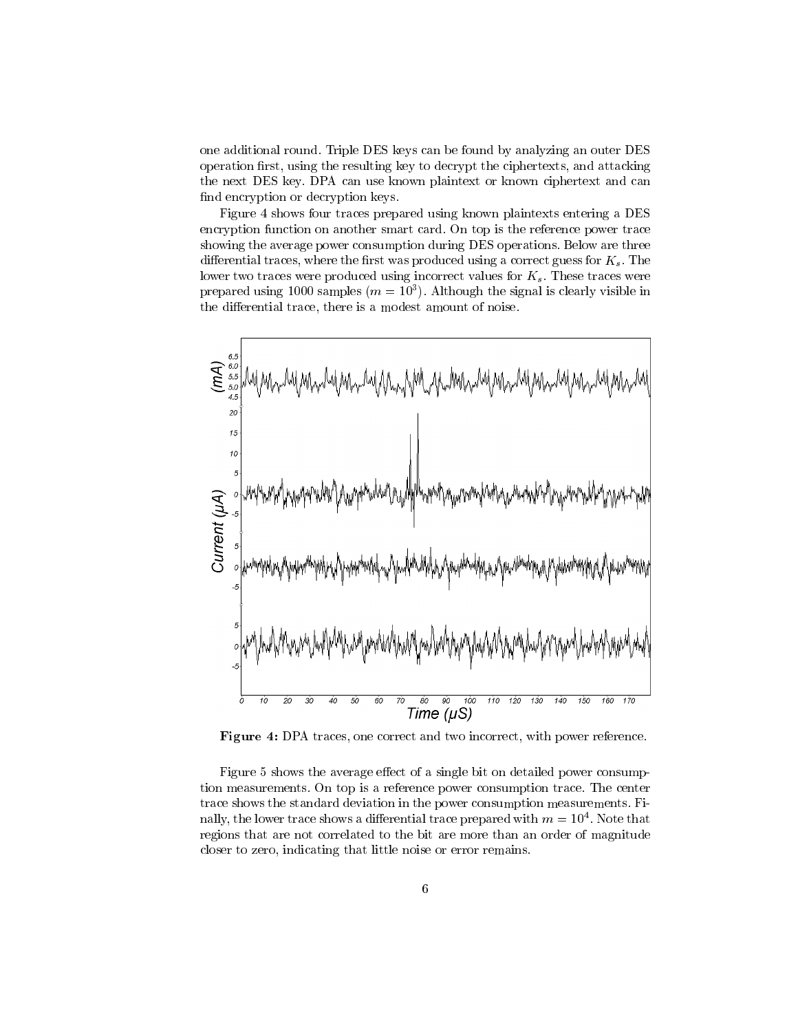one additional round. Triple DES keys can be found by analyzing an outer DES operation first, using the resulting key to decrypt the ciphertexts, and attacking the next DES key. DPA can use known plaintext or known ciphertext and can find encryption or decryption keys.

Figure 4 shows four traces prepared using known plaintexts entering a DES encryption function on another smart card. On top is the reference power trace showing the average power consumption during DES operations. Below are three differential traces, where the first was produced using a correct guess for $K_s$. The lower two traces were produced using incorrect values for $K_s$. These traces were prepared using 1000 samples ($m = 10^3$). Although the signal is clearly visible in the differential trace, there is a modest amount of noise.

**Figure 4:** DPA traces, one correct and two incorrect, with power reference.

Figure 5 shows the average effect of a single bit on detailed power consumption measurements. On top is a reference power consumption trace. The center trace shows the standard deviation in the power consumption measurements. Finally, the lower trace shows a differential trace prepared with $m = 10^4$. Note that regions that are not correlated to the bit are more than an order of magnitude closer to zero, indicating that little noise or error remains.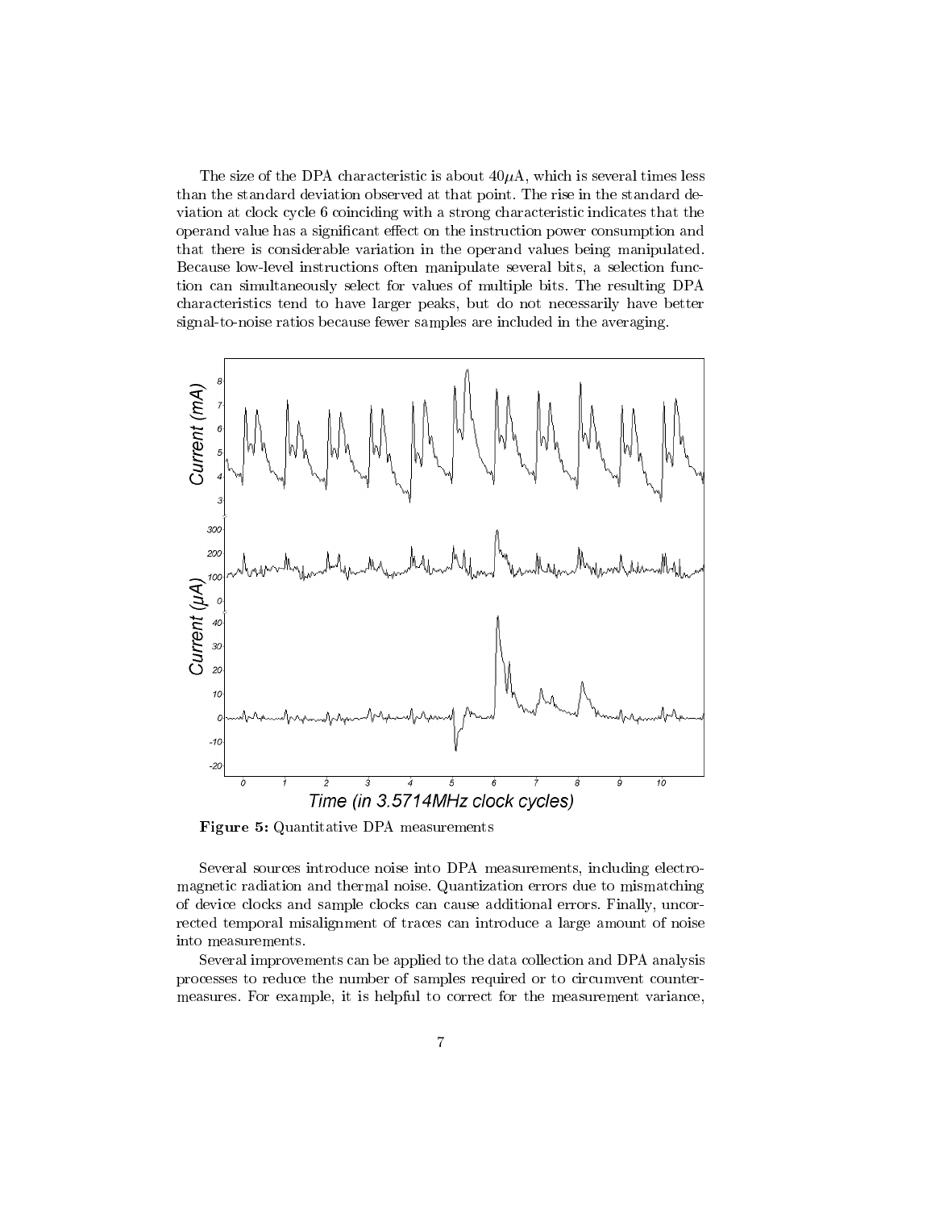The size of the DPA characteristic is about $40\mu\text{A}$, which is several times less than the standard deviation observed at that point. The rise in the standard deviation at clock cycle 6 coinciding with a strong characteristic indicates that the operand value has a significant effect on the instruction power consumption and that there is considerable variation in the operand values being manipulated. Because low-level instructions often manipulate several bits, a selection function can simultaneously select for values of multiple bits. The resulting DPA characteristics tend to have larger peaks, but do not necessarily have better signal-to-noise ratios because fewer samples are included in the averaging.

**Figure 5:** Quantitative DPA measurements

Several sources introduce noise into DPA measurements, including electromagnetic radiation and thermal noise. Quantization errors due to mismatching of device clocks and sample clocks can cause additional errors. Finally, uncorrected temporal misalignment of traces can introduce a large amount of noise into measurements.

Several improvements can be applied to the data collection and DPA analysis processes to reduce the number of samples required or to circumvent countermeasures. For example, it is helpful to correct for the measurement variance,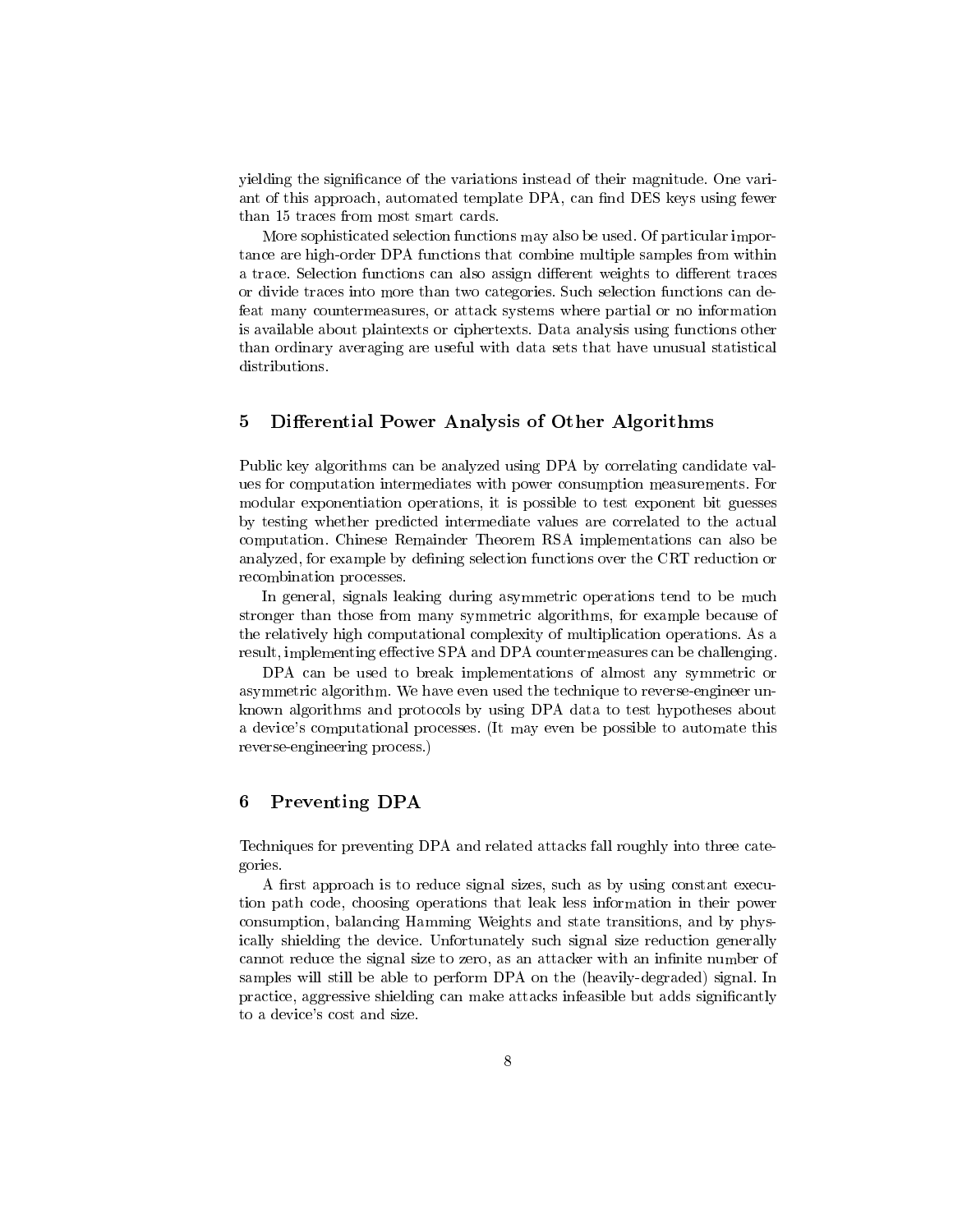yielding the significance of the variations instead of their magnitude. One variant of this approach, automated template DPA, can find DES keys using fewer than 15 traces from most smart cards.

More sophisticated selection functions may also be used. Of particular importance are high-order DPA functions that combine multiple samples from within a trace. Selection functions can also assign different weights to different traces or divide traces into more than two categories. Such selection functions can defeat many countermeasures, or attack systems where partial or no information is available about plaintexts or ciphertexts. Data analysis using functions other than ordinary averaging are useful with data sets that have unusual statistical distributions.

## 5 Differential Power Analysis of Other Algorithms

Public key algorithms can be analyzed using DPA by correlating candidate values for computation intermediates with power consumption measurements. For modular exponentiation operations, it is possible to test exponent bit guesses by testing whether predicted intermediate values are correlated to the actual computation. Chinese Remainder Theorem RSA implementations can also be analyzed, for example by defining selection functions over the CRT reduction or recombination processes.

In general, signals leaking during asymmetric operations tend to be much stronger than those from many symmetric algorithms, for example because of the relatively high computational complexity of multiplication operations. As a result, implementing effective SPA and DPA countermeasures can be challenging.

DPA can be used to break implementations of almost any symmetric or asymmetric algorithm. We have even used the technique to reverse-engineer unknown algorithms and protocols by using DPA data to test hypotheses about a device's computational processes. (It may even be possible to automate this reverse-engineering process.)

## 6 Preventing DPA

Techniques for preventing DPA and related attacks fall roughly into three categories.

A first approach is to reduce signal sizes, such as by using constant execution path code, choosing operations that leak less information in their power consumption, balancing Hamming Weights and state transitions, and by physically shielding the device. Unfortunately such signal size reduction generally cannot reduce the signal size to zero, as an attacker with an infinite number of samples will still be able to perform DPA on the (heavily-degraded) signal. In practice, aggressive shielding can make attacks infeasible but adds significantly to a device's cost and size.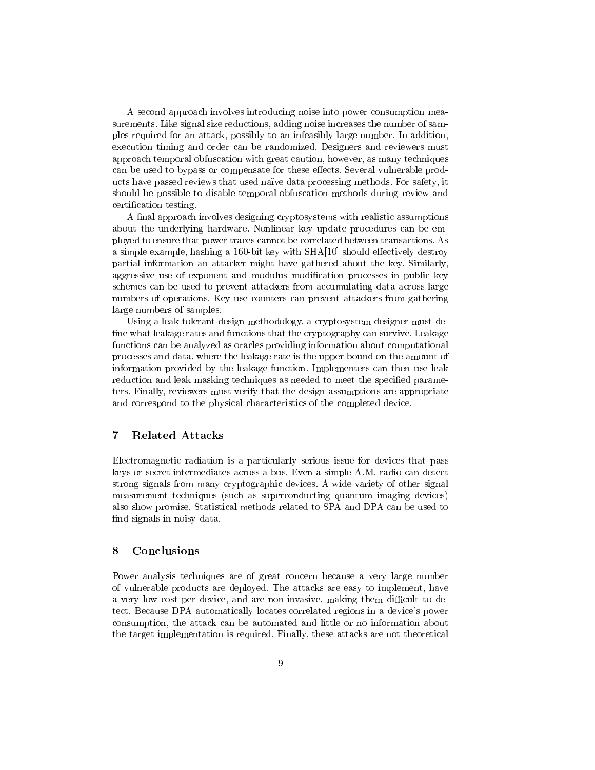A second approach involves introducing noise into power consumption measurements. Like signal size reductions, adding noise increases the number of samples required for an attack, possibly to an infeasibly-large number. In addition, execution timing and order can be randomized. Designers and reviewers must approach temporal obfuscation with great caution, however, as many techniques can be used to bypass or compensate for these effects. Several vulnerable products have passed reviews that used naïve data processing methods. For safety, it should be possible to disable temporal obfuscation methods during review and certification testing.

A final approach involves designing cryptosystems with realistic assumptions about the underlying hardware. Nonlinear key update procedures can be employed to ensure that power traces cannot be correlated between transactions. As a simple example, hashing a 160-bit key with SHA[10] should effectively destroy partial information an attacker might have gathered about the key. Similarly, aggressive use of exponent and modulus modification processes in public key schemes can be used to prevent attackers from accumulating data across large numbers of operations. Key use counters can prevent attackers from gathering large numbers of samples.

Using a leak-tolerant design methodology, a cryptosystem designer must define what leakage rates and functions that the cryptography can survive. Leakage functions can be analyzed as oracles providing information about computational processes and data, where the leakage rate is the upper bound on the amount of information provided by the leakage function. Implementers can then use leak reduction and leak masking techniques as needed to meet the specified parameters. Finally, reviewers must verify that the design assumptions are appropriate and correspond to the physical characteristics of the completed device.

## 7 Related Attacks

Electromagnetic radiation is a particularly serious issue for devices that pass keys or secret intermediates across a bus. Even a simple A.M. radio can detect strong signals from many cryptographic devices. A wide variety of other signal measurement techniques (such as superconducting quantum imaging devices) also show promise. Statistical methods related to SPA and DPA can be used to find signals in noisy data.

## 8 Conclusions

Power analysis techniques are of great concern because a very large number of vulnerable products are deployed. The attacks are easy to implement, have a very low cost per device, and are non-invasive, making them difficult to detect. Because DPA automatically locates correlated regions in a device's power consumption, the attack can be automated and little or no information about the target implementation is required. Finally, these attacks are not theoretical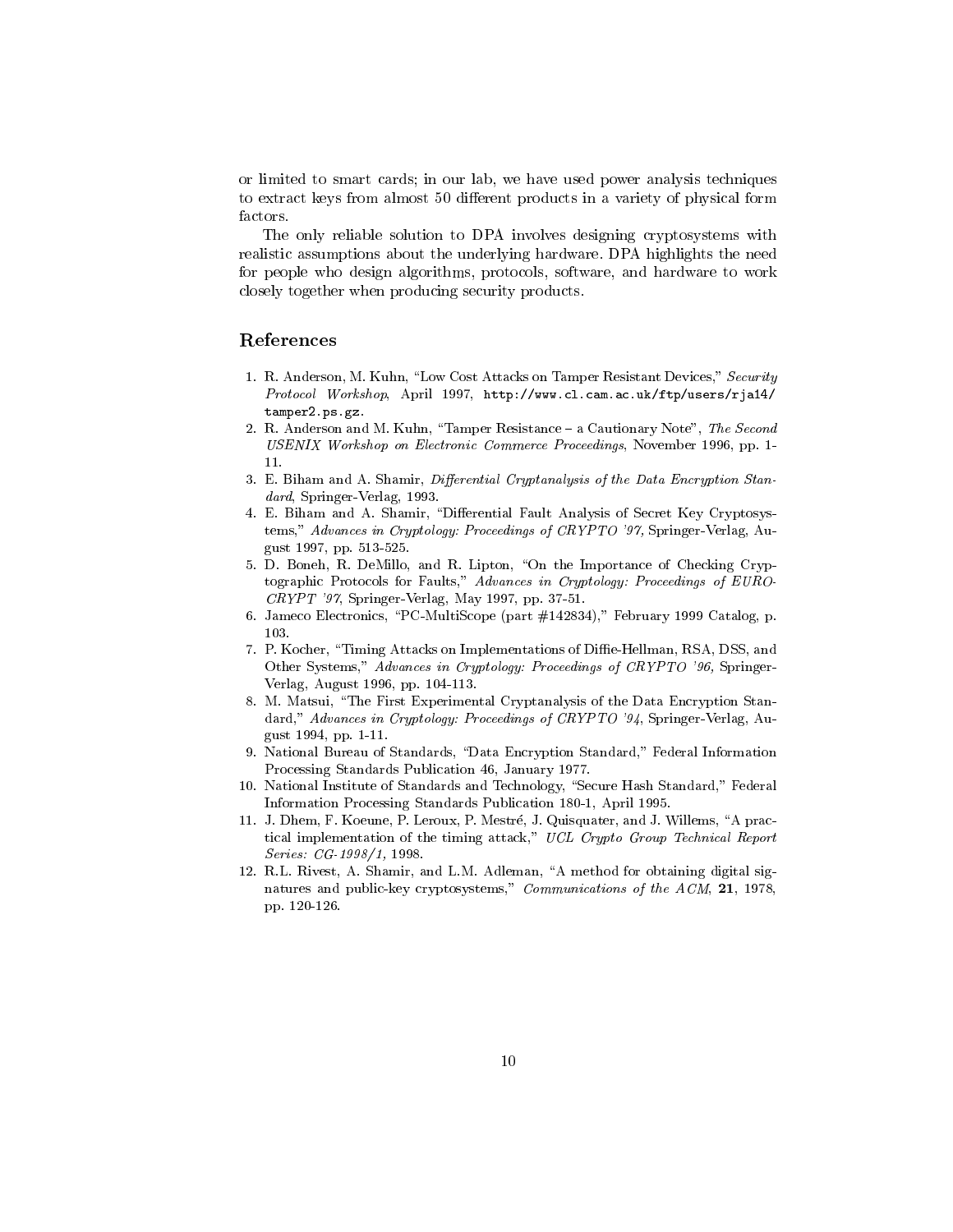or limited to smart cards; in our lab, we have used power analysis techniques to extract keys from almost 50 different products in a variety of physical form factors.

The only reliable solution to DPA involves designing cryptosystems with realistic assumptions about the underlying hardware. DPA highlights the need for people who design algorithms, protocols, software, and hardware to work closely together when producing security products.

## References

1. R. Anderson, M. Kuhn, "Low Cost Attacks on Tamper Resistant Devices," *Security Protocol Workshop*, April 1997, `http://www.cl.cam.ac.uk/ftp/users/rja14/tamper2.ps.gz`.
2. R. Anderson and M. Kuhn, "Tamper Resistance – a Cautionary Note", *The Second USENIX Workshop on Electronic Commerce Proceedings*, November 1996, pp. 1-11.
3. E. Biham and A. Shamir, *Differential Cryptanalysis of the Data Encryption Standard*, Springer-Verlag, 1993.
4. E. Biham and A. Shamir, "Differential Fault Analysis of Secret Key Cryptosystems," *Advances in Cryptology: Proceedings of CRYPTO '97*, Springer-Verlag, August 1997, pp. 513-525.
5. D. Boneh, R. DeMillo, and R. Lipton, "On the Importance of Checking Cryptographic Protocols for Faults," *Advances in Cryptology: Proceedings of EUROCRYPT '97*, Springer-Verlag, May 1997, pp. 37-51.
6. Jameco Electronics, "PC-MultiScope (part #142834)," February 1999 Catalog, p. 103.
7. P. Kocher, "Timing Attacks on Implementations of Diffie-Hellman, RSA, DSS, and Other Systems," *Advances in Cryptology: Proceedings of CRYPTO '96*, Springer-Verlag, August 1996, pp. 104-113.
8. M. Matsui, "The First Experimental Cryptanalysis of the Data Encryption Standard," *Advances in Cryptology: Proceedings of CRYPTO '94*, Springer-Verlag, August 1994, pp. 1-11.
9. National Bureau of Standards, "Data Encryption Standard," Federal Information Processing Standards Publication 46, January 1977.
10. National Institute of Standards and Technology, "Secure Hash Standard," Federal Information Processing Standards Publication 180-1, April 1995.
11. J. Dhem, F. Koeune, P. Leroux, P. Mestré, J. Quisquater, and J. Willems, "A practical implementation of the timing attack," *UCL Crypto Group Technical Report Series: CG-1998/1*, 1998.
12. R.L. Rivest, A. Shamir, and L.M. Adleman, "A method for obtaining digital signatures and public-key cryptosystems," *Communications of the ACM*, **21**, 1978, pp. 120-126.